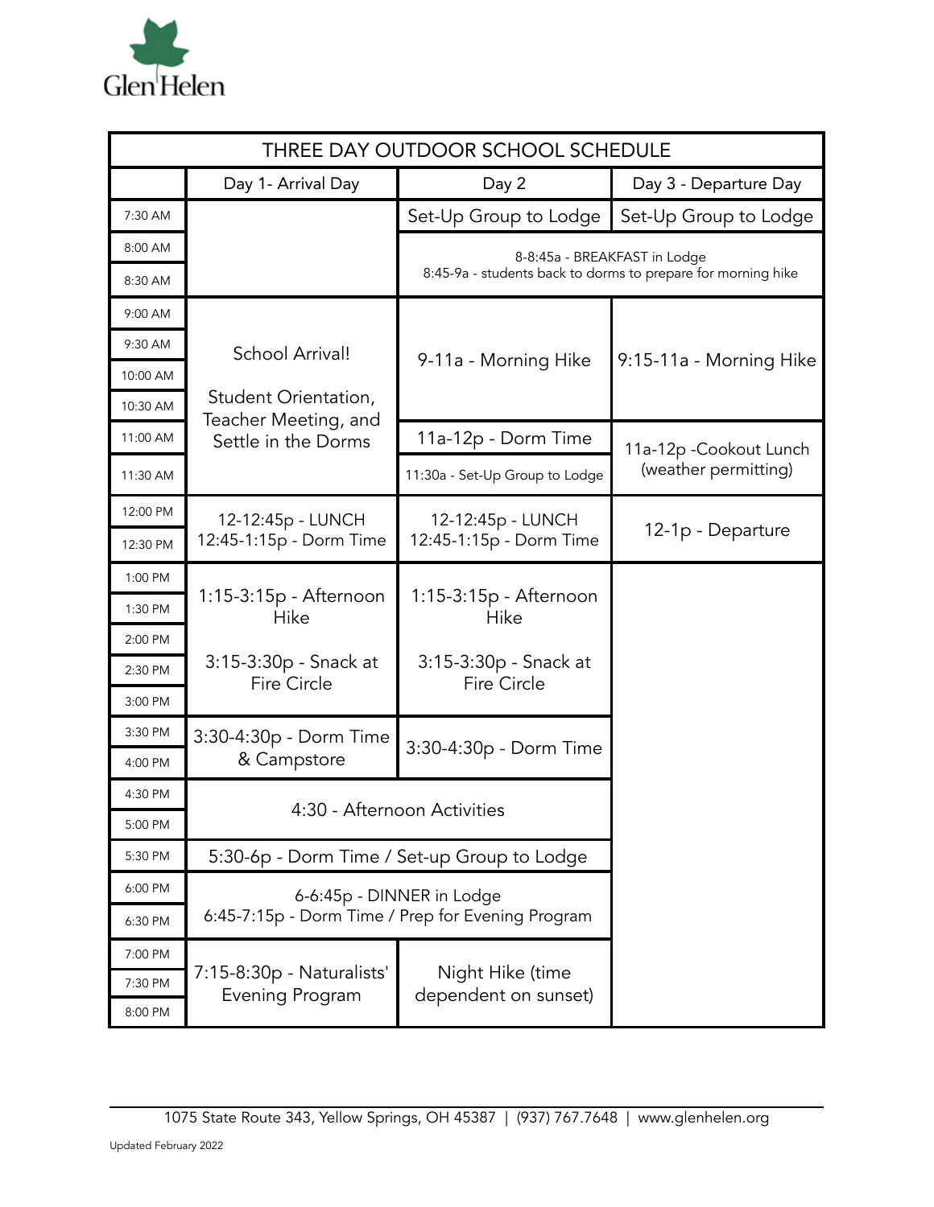Glen Helen

# THREE DAY OUTDOOR SCHOOL SCHEDULE

| | Day 1- Arrival Day | Day 2 | Day 3 - Departure Day |
|---|---|---|---|
| 7:30 AM | | Set-Up Group to Lodge | Set-Up Group to Lodge |
| 8:00 AM | | 8-8:45a - BREAKFAST in Lodge<br>8:45-9a - students back to dorms to prepare for morning hike | |
| 8:30 AM | | | |
| 9:00 AM | School Arrival!<br><br>Student Orientation, Teacher Meeting, and Settle in the Dorms | 9-11a - Morning Hike | 9:15-11a - Morning Hike |
| 9:30 AM | | | |
| 10:00 AM | | | |
| 10:30 AM | | | |
| 11:00 AM | | 11a-12p - Dorm Time | 11a-12p -Cookout Lunch (weather permitting) |
| 11:30 AM | | 11:30a - Set-Up Group to Lodge | |
| 12:00 PM | 12-12:45p - LUNCH<br>12:45-1:15p - Dorm Time | 12-12:45p - LUNCH<br>12:45-1:15p - Dorm Time | 12-1p - Departure |
| 12:30 PM | | | |
| 1:00 PM | 1:15-3:15p - Afternoon Hike<br><br>3:15-3:30p - Snack at Fire Circle | 1:15-3:15p - Afternoon Hike<br><br>3:15-3:30p - Snack at Fire Circle | |
| 1:30 PM | | | |
| 2:00 PM | | | |
| 2:30 PM | | | |
| 3:00 PM | | | |
| 3:30 PM | 3:30-4:30p - Dorm Time & Campstore | 3:30-4:30p - Dorm Time | |
| 4:00 PM | | | |
| 4:30 PM | 4:30 - Afternoon Activities | | |
| 5:00 PM | | | |
| 5:30 PM | 5:30-6p - Dorm Time / Set-up Group to Lodge | | |
| 6:00 PM | 6-6:45p - DINNER in Lodge<br>6:45-7:15p - Dorm Time / Prep for Evening Program | | |
| 6:30 PM | | | |
| 7:00 PM | 7:15-8:30p - Naturalists' Evening Program | Night Hike (time dependent on sunset) | |
| 7:30 PM | | | |
| 8:00 PM | | | |

1075 State Route 343, Yellow Springs, OH 45387 | (937) 767.7648 | www.glenhelen.org

Updated February 2022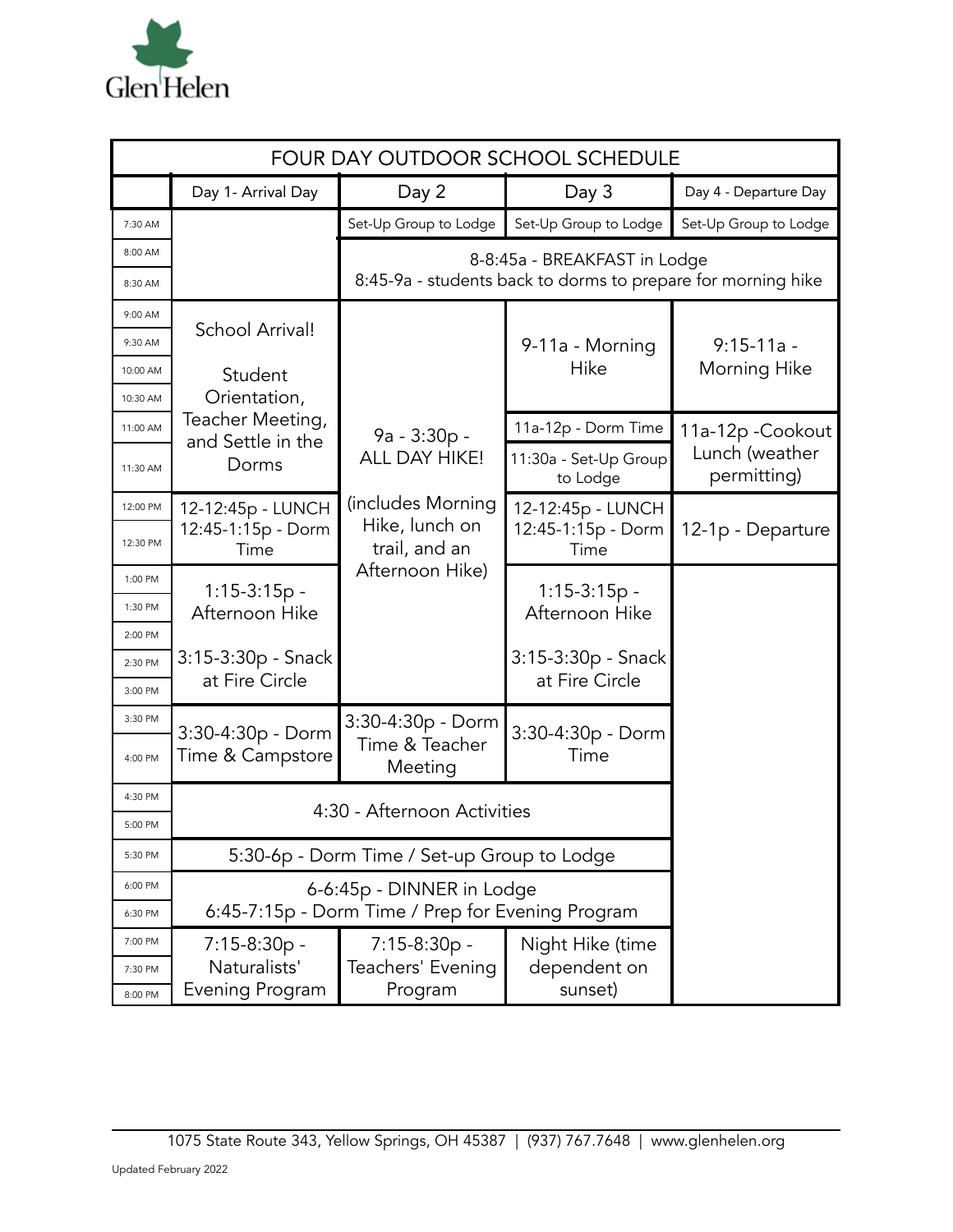Glen Helen

# FOUR DAY OUTDOOR SCHOOL SCHEDULE

| | Day 1- Arrival Day | Day 2 | Day 3 | Day 4 - Departure Day |
|---|---|---|---|---|
| 7:30 AM | | Set-Up Group to Lodge | Set-Up Group to Lodge | Set-Up Group to Lodge |
| 8:00 AM | | 8-8:45a - BREAKFAST in Lodge<br>8:45-9a - students back to dorms to prepare for morning hike | | |
| 8:30 AM | | | | |
| 9:00 AM | School Arrival!<br><br>Student Orientation, Teacher Meeting, and Settle in the Dorms | 9a - 3:30p - ALL DAY HIKE!<br><br>(includes Morning Hike, lunch on trail, and an Afternoon Hike) | 9-11a - Morning Hike | 9:15-11a - Morning Hike |
| 9:30 AM | | | | |
| 10:00 AM | | | | |
| 10:30 AM | | | | |
| 11:00 AM | | | 11a-12p - Dorm Time | 11a-12p -Cookout Lunch (weather permitting) |
| 11:30 AM | | | 11:30a - Set-Up Group to Lodge | |
| 12:00 PM | 12-12:45p - LUNCH<br>12:45-1:15p - Dorm Time | | 12-12:45p - LUNCH<br>12:45-1:15p - Dorm Time | 12-1p - Departure |
| 12:30 PM | | | | |
| 1:00 PM | 1:15-3:15p - Afternoon Hike<br><br>3:15-3:30p - Snack at Fire Circle | | 1:15-3:15p - Afternoon Hike<br><br>3:15-3:30p - Snack at Fire Circle | |
| 1:30 PM | | | | |
| 2:00 PM | | | | |
| 2:30 PM | | | | |
| 3:00 PM | | | | |
| 3:30 PM | 3:30-4:30p - Dorm Time & Campstore | 3:30-4:30p - Dorm Time & Teacher Meeting | 3:30-4:30p - Dorm Time | |
| 4:00 PM | | | | |
| 4:30 PM | 4:30 - Afternoon Activities | | | |
| 5:00 PM | | | | |
| 5:30 PM | 5:30-6p - Dorm Time / Set-up Group to Lodge | | | |
| 6:00 PM | 6-6:45p - DINNER in Lodge<br>6:45-7:15p - Dorm Time / Prep for Evening Program | | | |
| 6:30 PM | | | | |
| 7:00 PM | 7:15-8:30p - Naturalists' Evening Program | 7:15-8:30p - Teachers' Evening Program | Night Hike (time dependent on sunset) | |
| 7:30 PM | | | | |
| 8:00 PM | | | | |

1075 State Route 343, Yellow Springs, OH 45387 | (937) 767.7648 | www.glenhelen.org

Updated February 2022